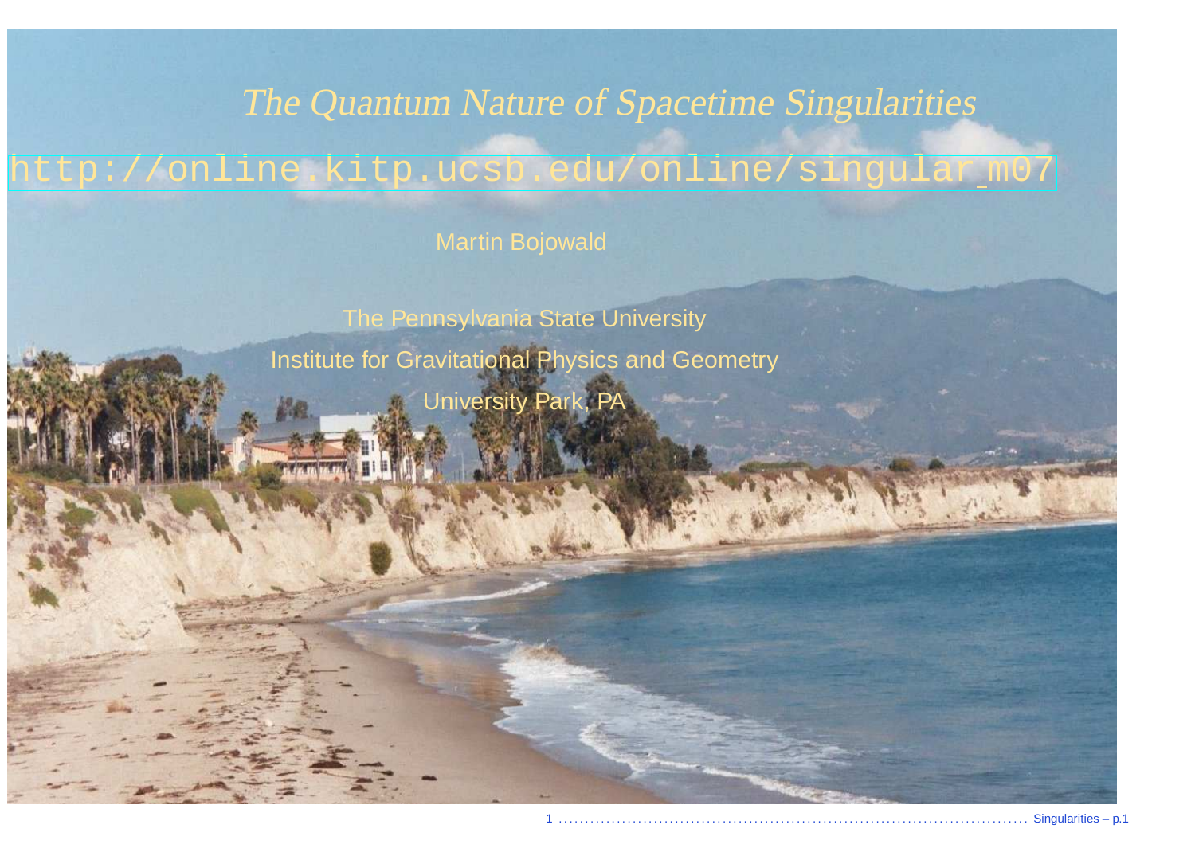# *The Quantum Nature of Spacetime Singularities*

http://online.kitp.ucsb.edu/online/singular_m07

Martin Bojowald

The Pennsylvania State University

Institute for Gravitational Physics and Geometry

University Park, PA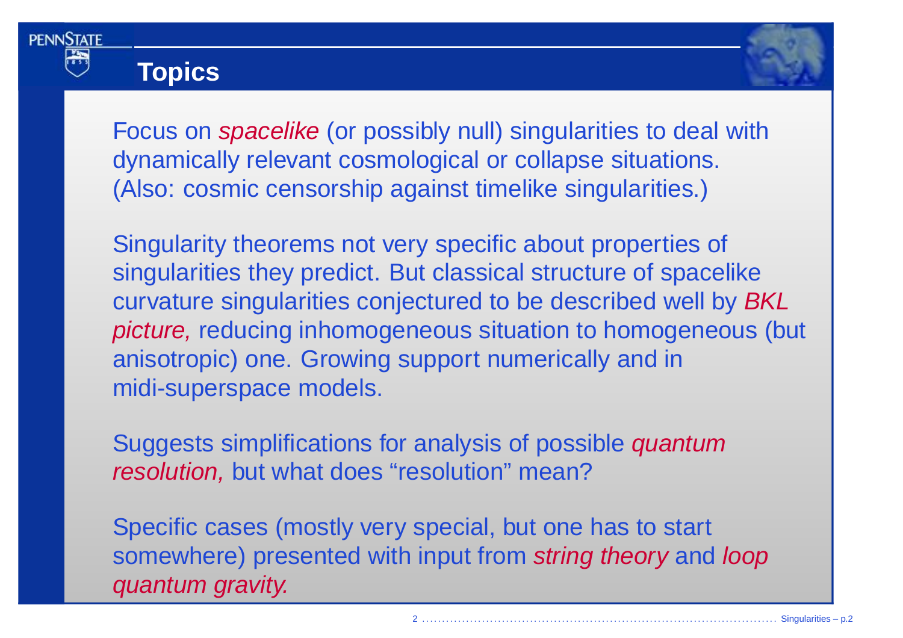## Topics

Focus on *spacelike* (or possibly null) singularities to deal with dynamically relevant cosmological or collapse situations. (Also: cosmic censorship against timelike singularities.)

Singularity theorems not very specific about properties of singularities they predict. But classical structure of spacelike curvature singularities conjectured to be described well by *BKL picture,* reducing inhomogeneous situation to homogeneous (but anisotropic) one. Growing support numerically and in midi-superspace models.

Suggests simplifications for analysis of possible *quantum resolution,* but what does "resolution" mean?

Specific cases (mostly very special, but one has to start somewhere) presented with input from *string theory* and *loop quantum gravity.*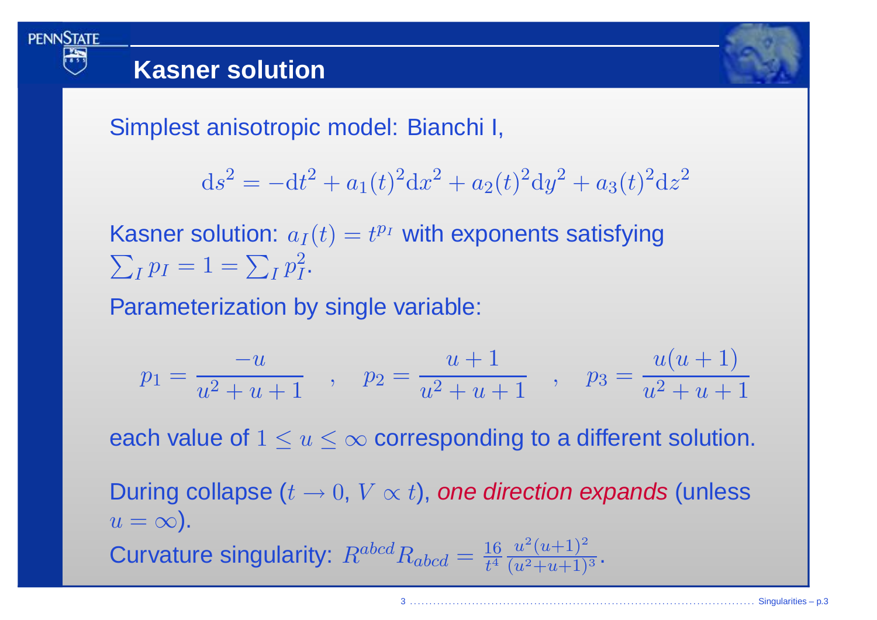## Kasner solution

Simplest anisotropic model: Bianchi I,

$$\mathrm{d}s^2 = -\mathrm{d}t^2 + a_1(t)^2\mathrm{d}x^2 + a_2(t)^2\mathrm{d}y^2 + a_3(t)^2\mathrm{d}z^2$$

Kasner solution: $a_I(t) = t^{p_I}$ with exponents satisfying $\sum_I p_I = 1 = \sum_I p_I^2$.

Parameterization by single variable:

$$p_1 = \frac{-u}{u^2+u+1} \quad , \quad p_2 = \frac{u+1}{u^2+u+1} \quad , \quad p_3 = \frac{u(u+1)}{u^2+u+1}$$

each value of $1 \leq u \leq \infty$ corresponding to a different solution.

During collapse ($t \to 0$, $V \propto t$), *one direction expands* (unless $u = \infty$).

Curvature singularity: $R^{abcd}R_{abcd} = \frac{16}{t^4}\frac{u^2(u+1)^2}{(u^2+u+1)^3}$.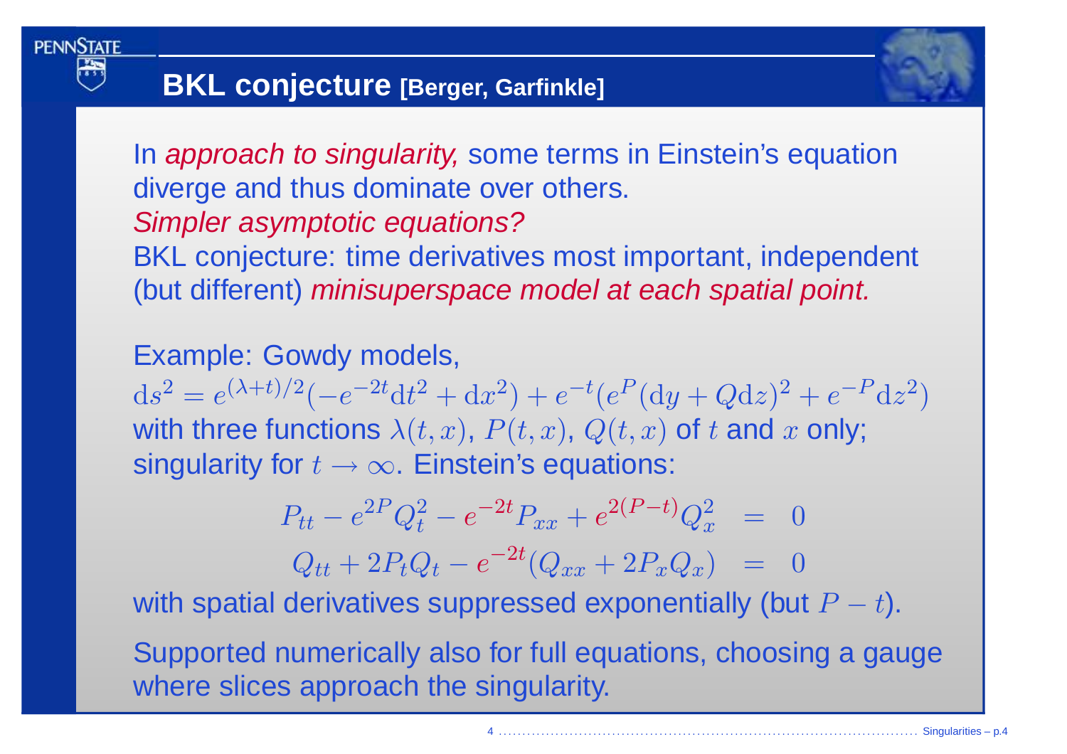## BKL conjecture [Berger, Garfinkle]

In *approach to singularity,* some terms in Einstein's equation diverge and thus dominate over others.
*Simpler asymptotic equations?*
BKL conjecture: time derivatives most important, independent (but different) *minisuperspace model at each spatial point.*

Example: Gowdy models,
$\mathrm{d}s^2 = e^{(\lambda+t)/2}(-e^{-2t}\mathrm{d}t^2 + \mathrm{d}x^2) + e^{-t}(e^P(\mathrm{d}y + Q\mathrm{d}z)^2 + e^{-P}\mathrm{d}z^2)$
with three functions $\lambda(t,x)$, $P(t,x)$, $Q(t,x)$ of $t$ and $x$ only; singularity for $t \to \infty$. Einstein's equations:

$$
\begin{aligned}
P_{tt} - e^{2P}Q_t^2 - e^{-2t}P_{xx} + e^{2(P-t)}Q_x^2 &= 0 \\
Q_{tt} + 2P_tQ_t - e^{-2t}(Q_{xx} + 2P_xQ_x) &= 0
\end{aligned}
$$

with spatial derivatives suppressed exponentially (but $P - t$).

Supported numerically also for full equations, choosing a gauge where slices approach the singularity.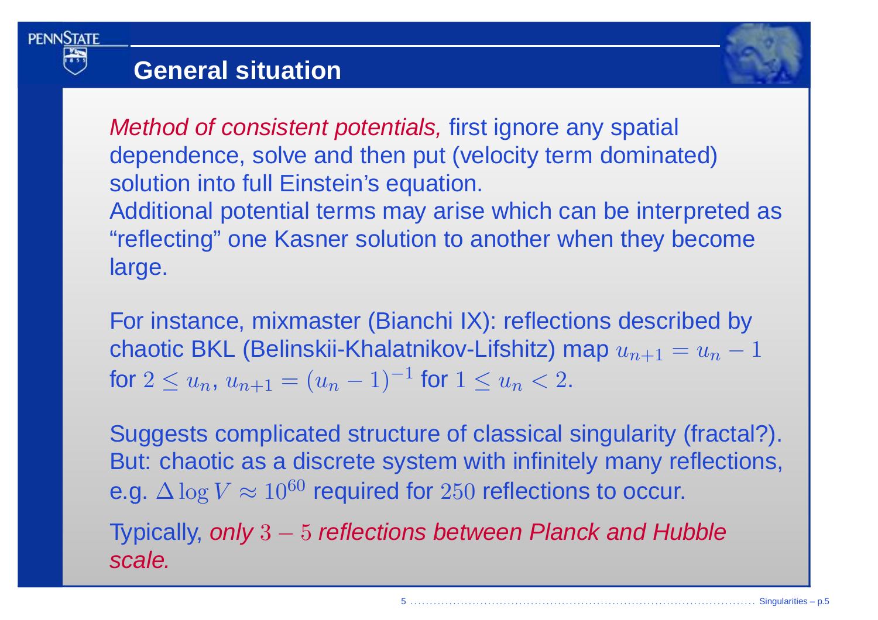## General situation

*Method of consistent potentials,* first ignore any spatial dependence, solve and then put (velocity term dominated) solution into full Einstein's equation.
Additional potential terms may arise which can be interpreted as "reflecting" one Kasner solution to another when they become large.

For instance, mixmaster (Bianchi IX): reflections described by chaotic BKL (Belinskii-Khalatnikov-Lifshitz) map $u_{n+1} = u_n - 1$ for $2 \leq u_n$, $u_{n+1} = (u_n - 1)^{-1}$ for $1 \leq u_n < 2$.

Suggests complicated structure of classical singularity (fractal?).
But: chaotic as a discrete system with infinitely many reflections, e.g. $\Delta \log V \approx 10^{60}$ required for $250$ reflections to occur.

Typically, *only* $3 - 5$ *reflections between Planck and Hubble scale.*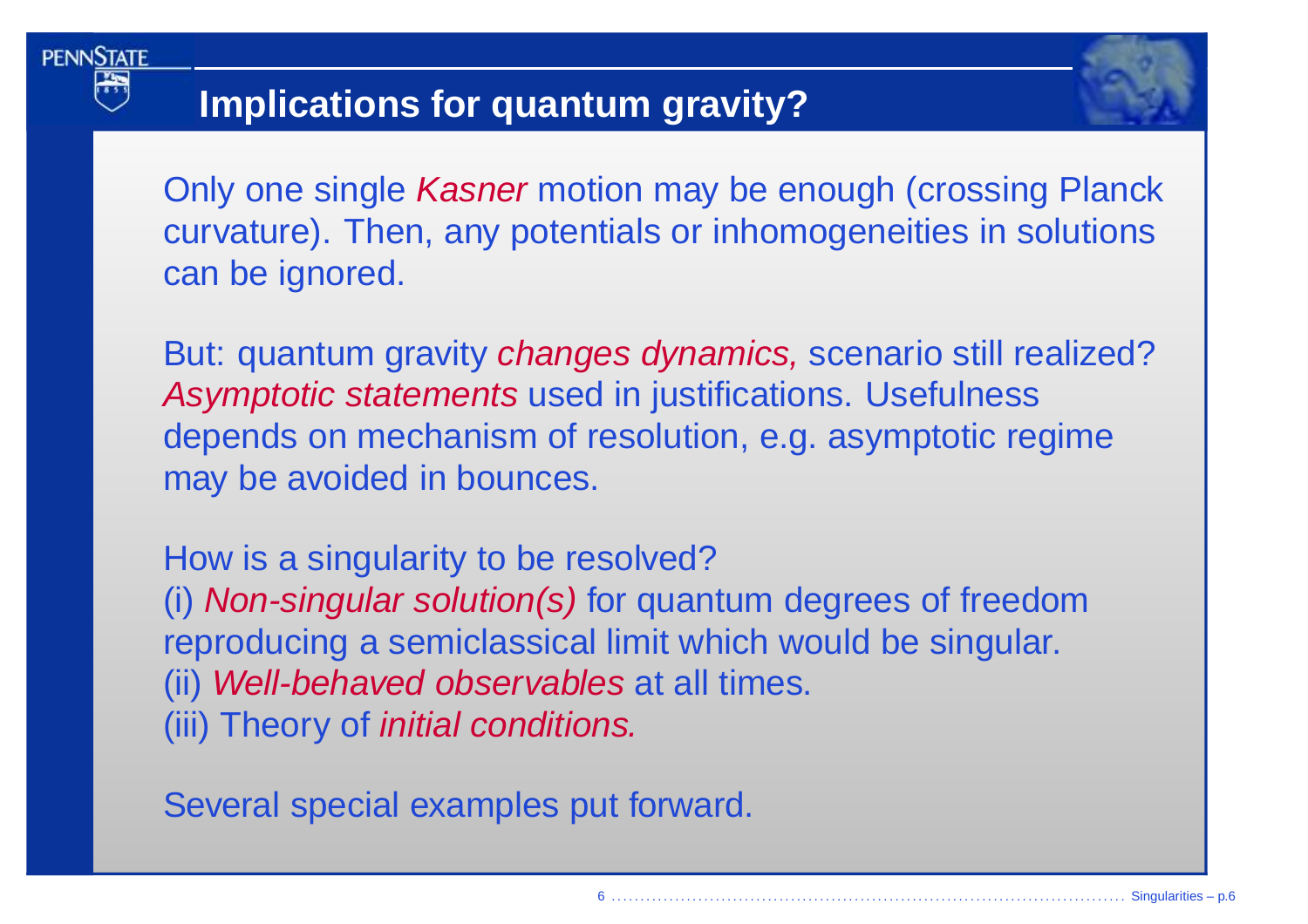## Implications for quantum gravity?

Only one single *Kasner* motion may be enough (crossing Planck curvature). Then, any potentials or inhomogeneities in solutions can be ignored.

But: quantum gravity *changes dynamics,* scenario still realized? *Asymptotic statements* used in justifications. Usefulness depends on mechanism of resolution, e.g. asymptotic regime may be avoided in bounces.

How is a singularity to be resolved?
(i) *Non-singular solution(s)* for quantum degrees of freedom reproducing a semiclassical limit which would be singular.
(ii) *Well-behaved observables* at all times.
(iii) Theory of *initial conditions.*

Several special examples put forward.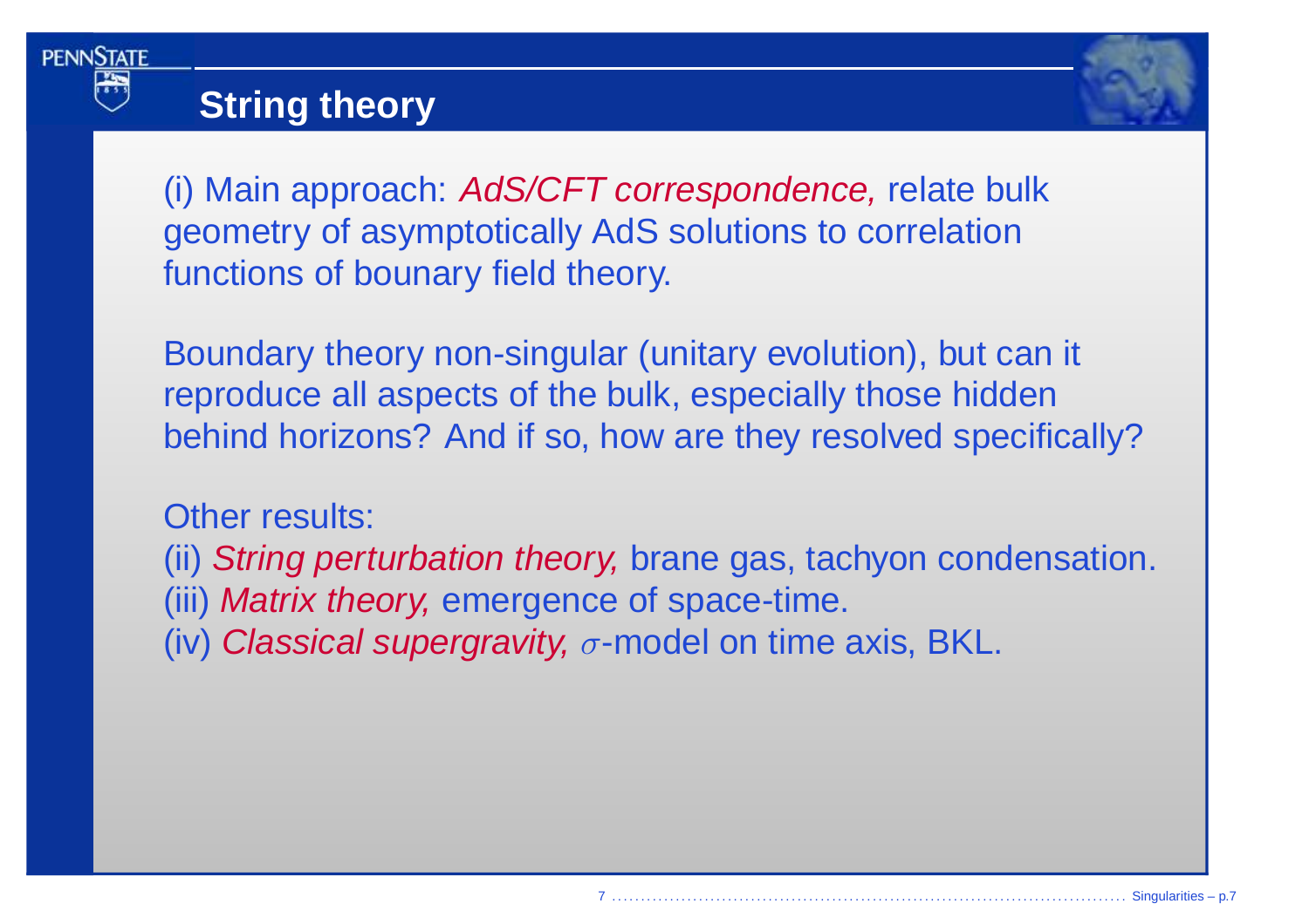# String theory

(i) Main approach: *AdS/CFT correspondence,* relate bulk geometry of asymptotically AdS solutions to correlation functions of bounary field theory.

Boundary theory non-singular (unitary evolution), but can it reproduce all aspects of the bulk, especially those hidden behind horizons? And if so, how are they resolved specifically?

Other results:
(ii) *String perturbation theory,* brane gas, tachyon condensation.
(iii) *Matrix theory,* emergence of space-time.
(iv) *Classical supergravity,* $\sigma$-model on time axis, BKL.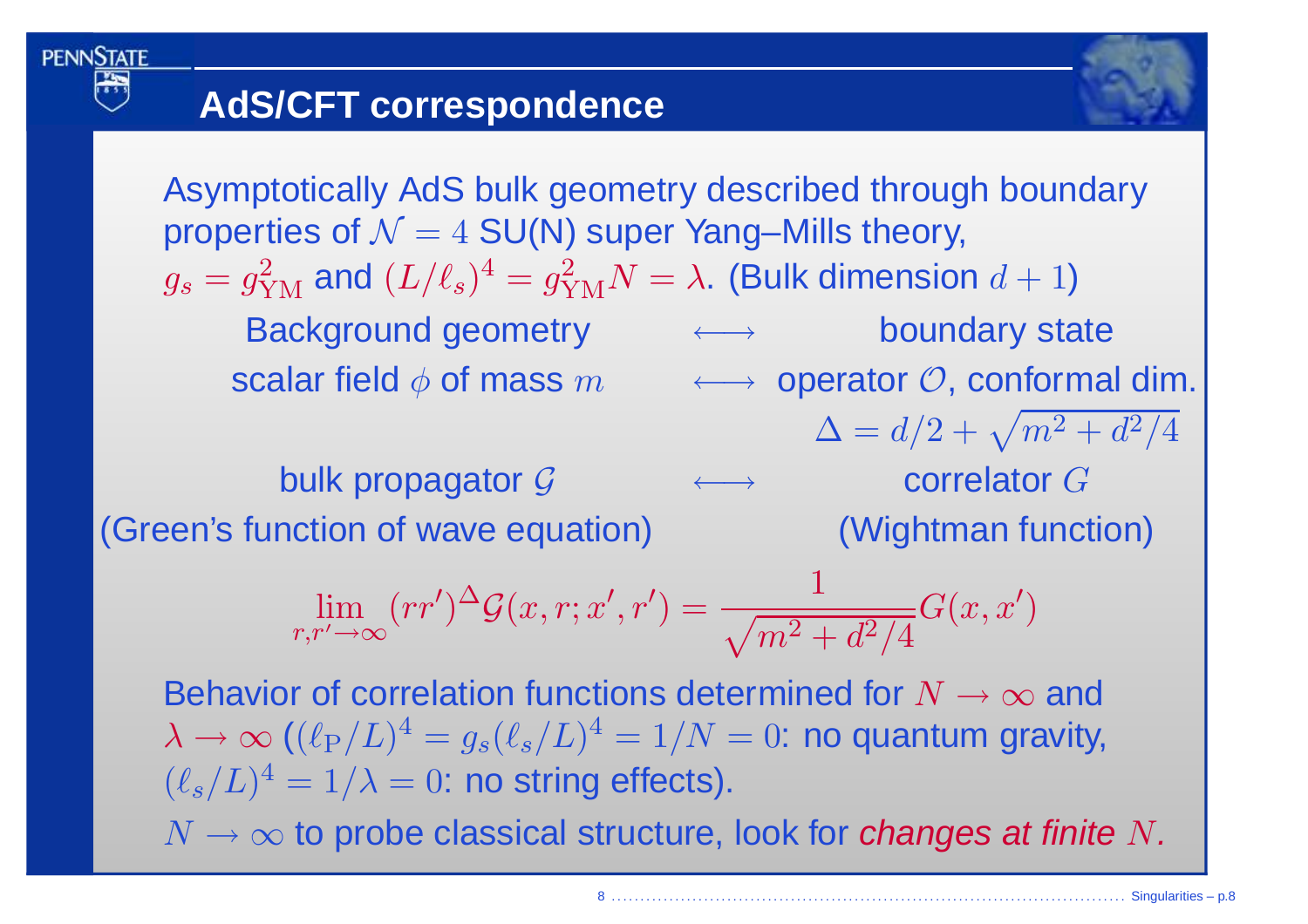## AdS/CFT correspondence

Asymptotically AdS bulk geometry described through boundary properties of $\mathcal{N}=4$ SU(N) super Yang–Mills theory, $g_s = g_{\rm YM}^2$ and $(L/\ell_s)^4 = g_{\rm YM}^2 N = \lambda$. (Bulk dimension $d+1$)

| | | |
|---|---|---|
| Background geometry | $\longleftrightarrow$ | boundary state |
| scalar field $\phi$ of mass $m$ | $\longleftrightarrow$ | operator $\mathcal{O}$, conformal dim. $\Delta = d/2 + \sqrt{m^2 + d^2/4}$ |
| bulk propagator $\mathcal{G}$ (Green's function of wave equation) | $\longleftrightarrow$ | correlator $G$ (Wightman function) |

$$\lim_{r,r'\to\infty} (rr')^{\Delta} \mathcal{G}(x,r;x',r') = \frac{1}{\sqrt{m^2+d^2/4}} G(x,x')$$

Behavior of correlation functions determined for $N\to\infty$ and $\lambda\to\infty$ ($(\ell_{\rm P}/L)^4 = g_s(\ell_s/L)^4 = 1/N = 0$: no quantum gravity, $(\ell_s/L)^4 = 1/\lambda = 0$: no string effects).

$N\to\infty$ to probe classical structure, look for *changes at finite $N$.*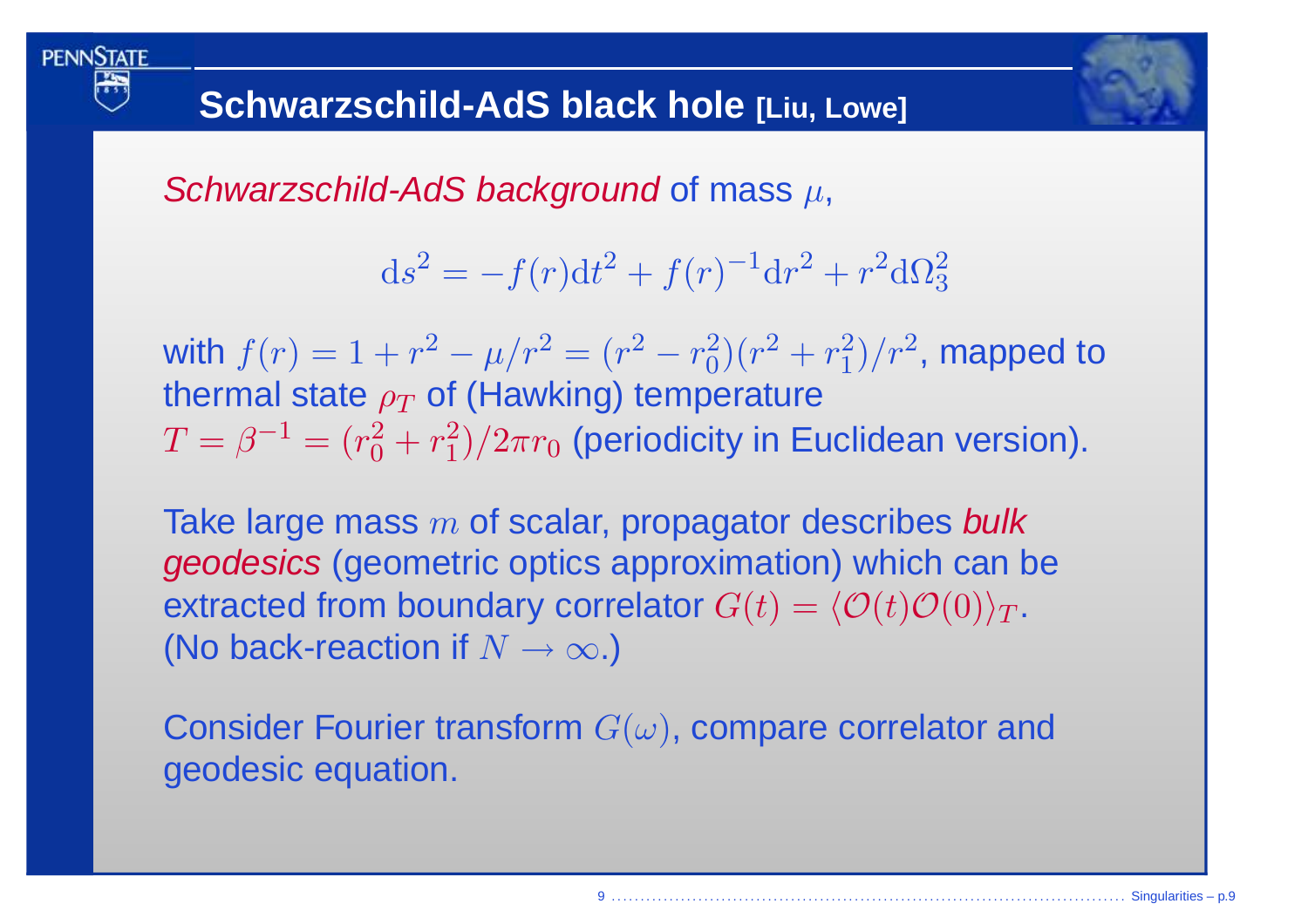## Schwarzschild-AdS black hole [Liu, Lowe]

*Schwarzschild-AdS background* of mass $\mu$,

$$\mathrm{d}s^2 = -f(r)\mathrm{d}t^2 + f(r)^{-1}\mathrm{d}r^2 + r^2\mathrm{d}\Omega_3^2$$

with $f(r) = 1 + r^2 - \mu/r^2 = (r^2 - r_0^2)(r^2 + r_1^2)/r^2$, mapped to thermal state $\rho_T$ of (Hawking) temperature $T = \beta^{-1} = (r_0^2 + r_1^2)/2\pi r_0$ (periodicity in Euclidean version).

Take large mass $m$ of scalar, propagator describes *bulk geodesics* (geometric optics approximation) which can be extracted from boundary correlator $G(t) = \langle \mathcal{O}(t)\mathcal{O}(0)\rangle_T$. (No back-reaction if $N \to \infty$.)

Consider Fourier transform $G(\omega)$, compare correlator and geodesic equation.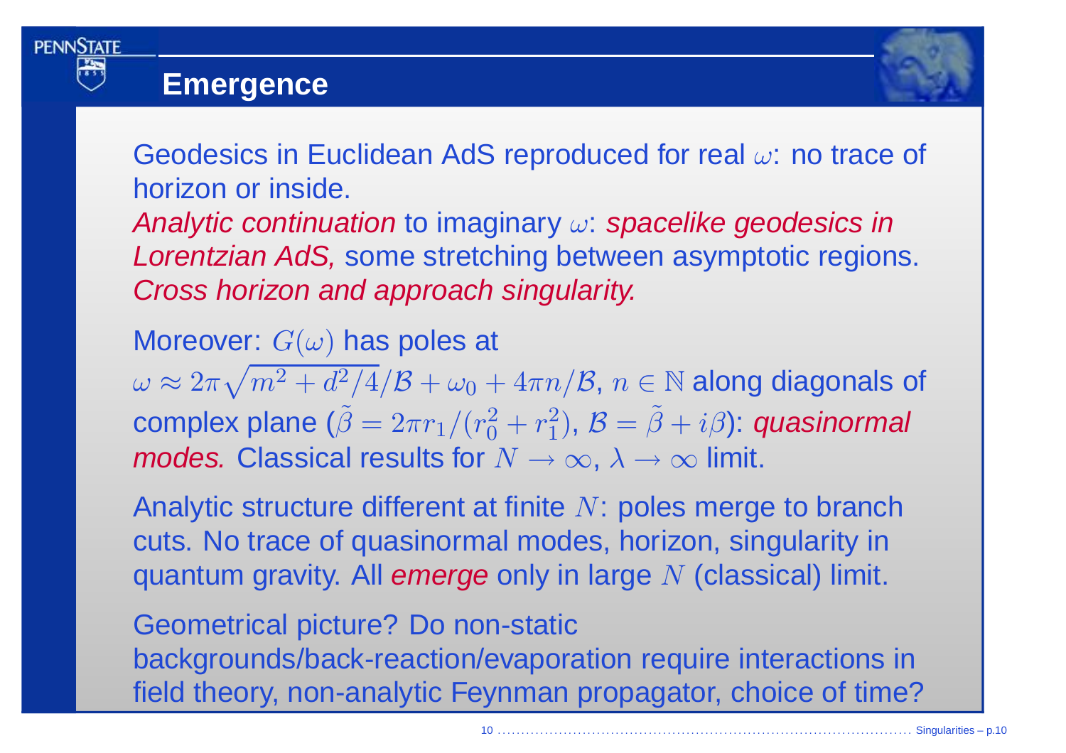## Emergence

Geodesics in Euclidean AdS reproduced for real $\omega$: no trace of horizon or inside.
*Analytic continuation* to imaginary $\omega$: *spacelike geodesics in Lorentzian AdS,* some stretching between asymptotic regions. *Cross horizon and approach singularity.*

Moreover: $G(\omega)$ has poles at
$\omega \approx 2\pi\sqrt{m^2 + d^2/4}/\mathcal{B} + \omega_0 + 4\pi n/\mathcal{B}$, $n \in \mathbb{N}$ along diagonals of complex plane ($\tilde{\beta} = 2\pi r_1/(r_0^2 + r_1^2)$, $\mathcal{B} = \tilde{\beta} + i\beta$): *quasinormal modes.* Classical results for $N \to \infty$, $\lambda \to \infty$ limit.

Analytic structure different at finite $N$: poles merge to branch cuts. No trace of quasinormal modes, horizon, singularity in quantum gravity. All *emerge* only in large $N$ (classical) limit.

Geometrical picture? Do non-static backgrounds/back-reaction/evaporation require interactions in field theory, non-analytic Feynman propagator, choice of time?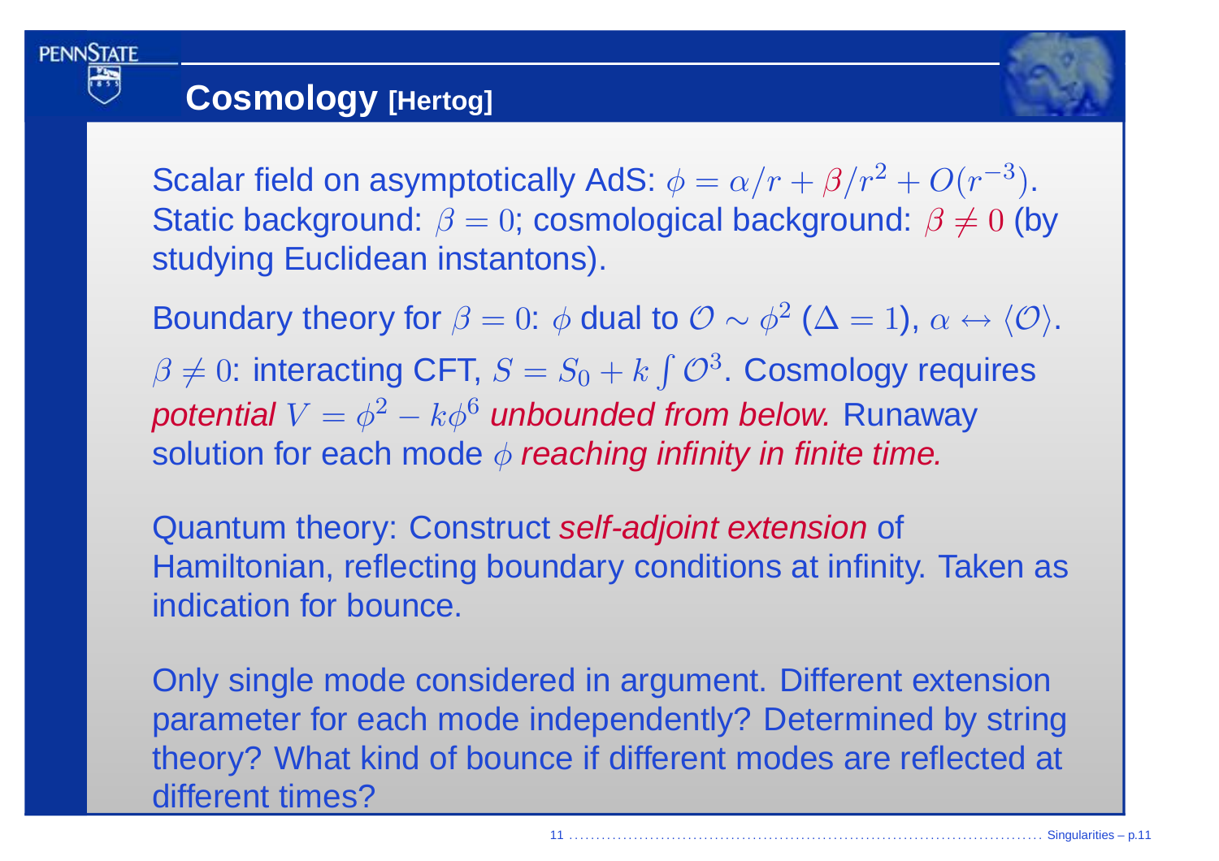# Cosmology [Hertog]

Scalar field on asymptotically AdS: $\phi = \alpha/r + \beta/r^2 + O(r^{-3})$. Static background: $\beta = 0$; cosmological background: $\beta \neq 0$ (by studying Euclidean instantons).

Boundary theory for $\beta = 0$: $\phi$ dual to $\mathcal{O} \sim \phi^2$ ($\Delta = 1$), $\alpha \leftrightarrow \langle \mathcal{O} \rangle$.

$\beta \neq 0$: interacting CFT, $S = S_0 + k \int \mathcal{O}^3$. Cosmology requires *potential* $V = \phi^2 - k\phi^6$ *unbounded from below.* Runaway solution for each mode $\phi$ *reaching infinity in finite time.*

Quantum theory: Construct *self-adjoint extension* of Hamiltonian, reflecting boundary conditions at infinity. Taken as indication for bounce.

Only single mode considered in argument. Different extension parameter for each mode independently? Determined by string theory? What kind of bounce if different modes are reflected at different times?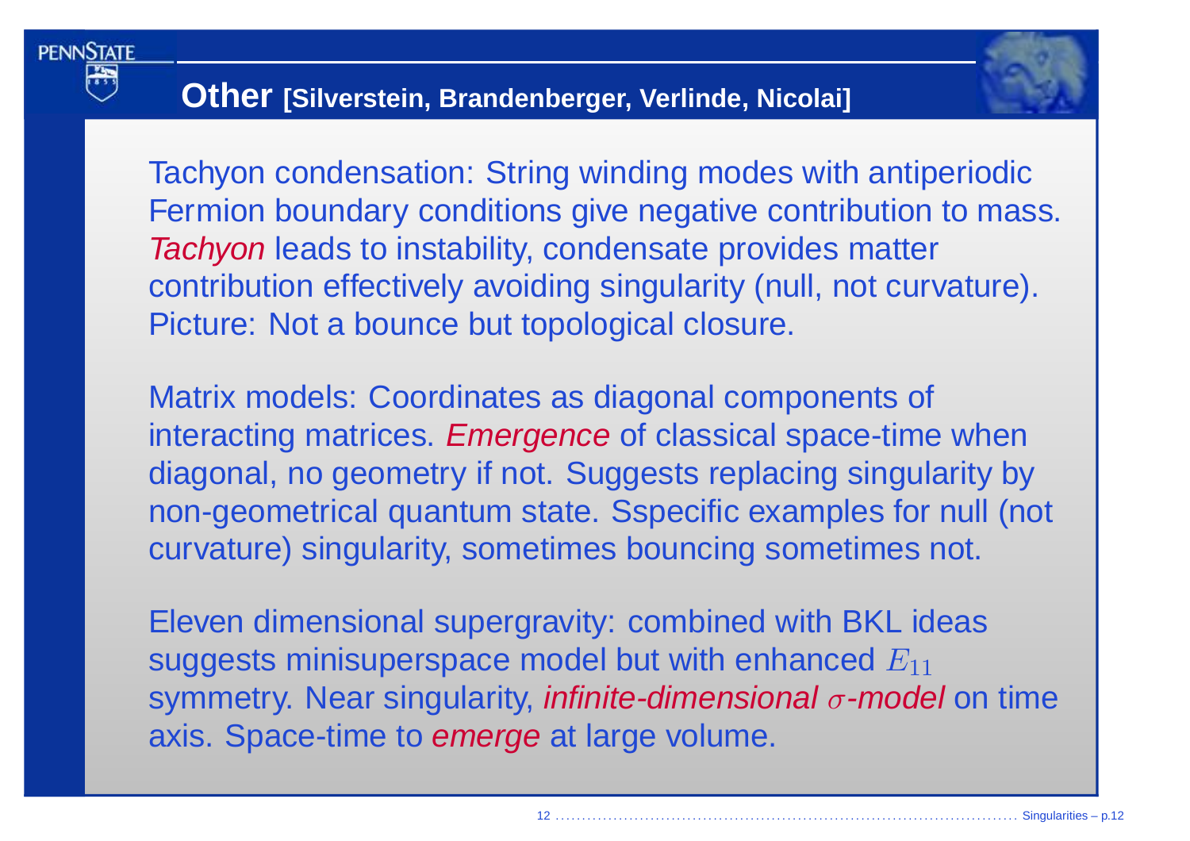## Other [Silverstein, Brandenberger, Verlinde, Nicolai]

Tachyon condensation: String winding modes with antiperiodic Fermion boundary conditions give negative contribution to mass. *Tachyon* leads to instability, condensate provides matter contribution effectively avoiding singularity (null, not curvature). Picture: Not a bounce but topological closure.

Matrix models: Coordinates as diagonal components of interacting matrices. *Emergence* of classical space-time when diagonal, no geometry if not. Suggests replacing singularity by non-geometrical quantum state. Sspecific examples for null (not curvature) singularity, sometimes bouncing sometimes not.

Eleven dimensional supergravity: combined with BKL ideas suggests minisuperspace model but with enhanced $E_{11}$ symmetry. Near singularity, *infinite-dimensional $\sigma$-model* on time axis. Space-time to *emerge* at large volume.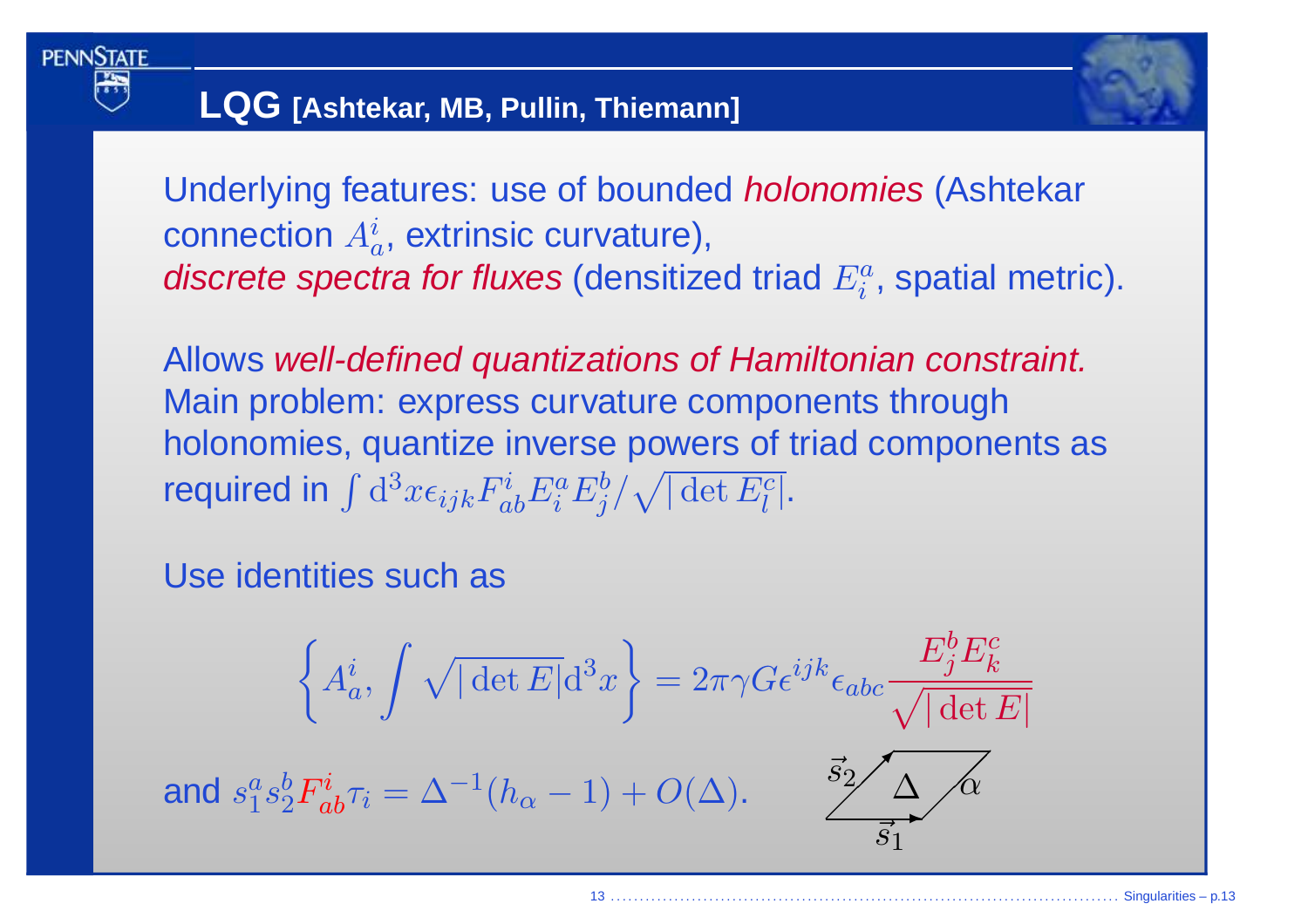## LQG [Ashtekar, MB, Pullin, Thiemann]

Underlying features: use of bounded *holonomies* (Ashtekar connection $A_a^i$, extrinsic curvature), *discrete spectra for fluxes* (densitized triad $E_i^a$, spatial metric).

Allows *well-defined quantizations of Hamiltonian constraint.* Main problem: express curvature components through holonomies, quantize inverse powers of triad components as required in $\int \mathrm{d}^3x \epsilon_{ijk} F_{ab}^i E_i^a E_j^b / \sqrt{|\det E_l^c|}$.

Use identities such as

$$\left\{ A_a^i, \int \sqrt{|\det E|} \mathrm{d}^3x \right\} = 2\pi\gamma G \epsilon^{ijk} \epsilon_{abc} \frac{E_j^b E_k^c}{\sqrt{|\det E|}}$$

and $s_1^a s_2^b F_{ab}^i \tau_i = \Delta^{-1}(h_\alpha - 1) + O(\Delta)$.

$\vec{s}_2$ $\Delta$ $\alpha$ $\vec{s}_1$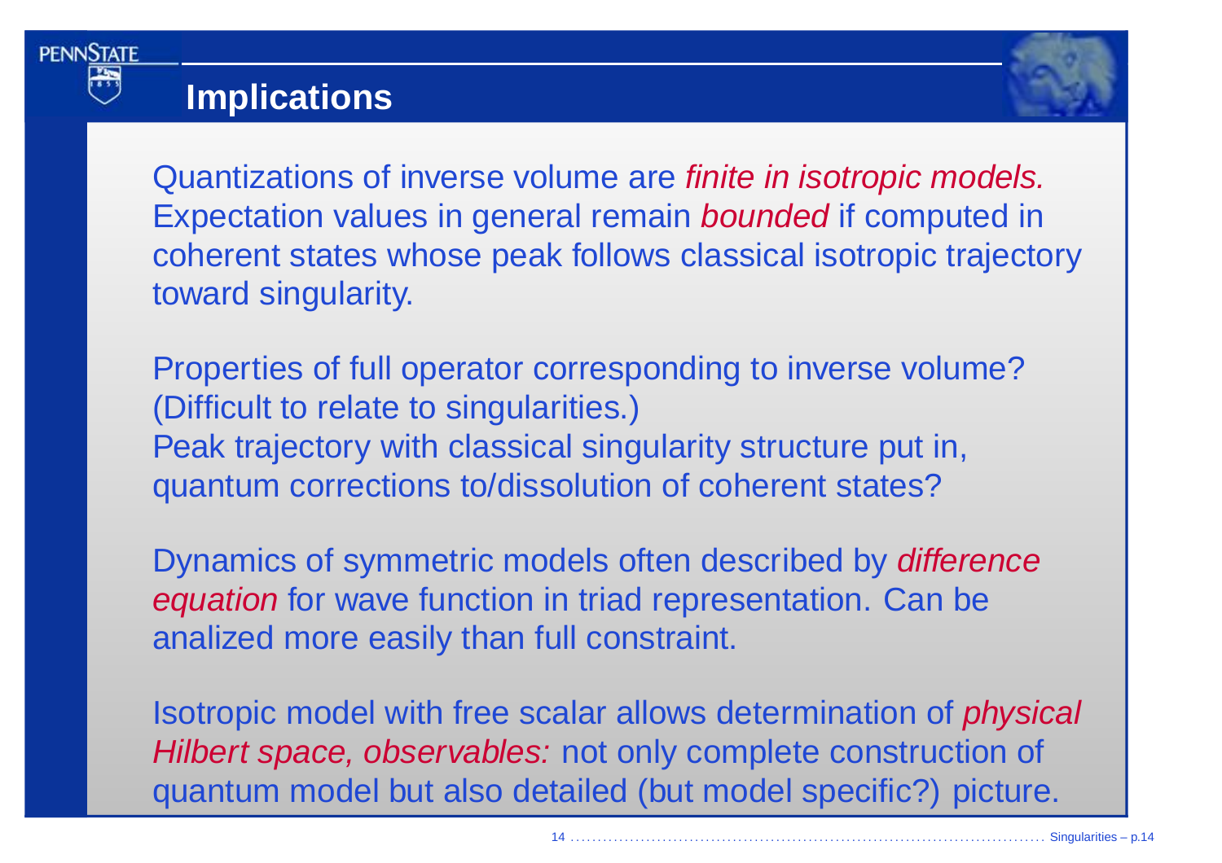## Implications

Quantizations of inverse volume are *finite in isotropic models.* Expectation values in general remain *bounded* if computed in coherent states whose peak follows classical isotropic trajectory toward singularity.

Properties of full operator corresponding to inverse volume? (Difficult to relate to singularities.)
Peak trajectory with classical singularity structure put in, quantum corrections to/dissolution of coherent states?

Dynamics of symmetric models often described by *difference equation* for wave function in triad representation. Can be analized more easily than full constraint.

Isotropic model with free scalar allows determination of *physical Hilbert space, observables:* not only complete construction of quantum model but also detailed (but model specific?) picture.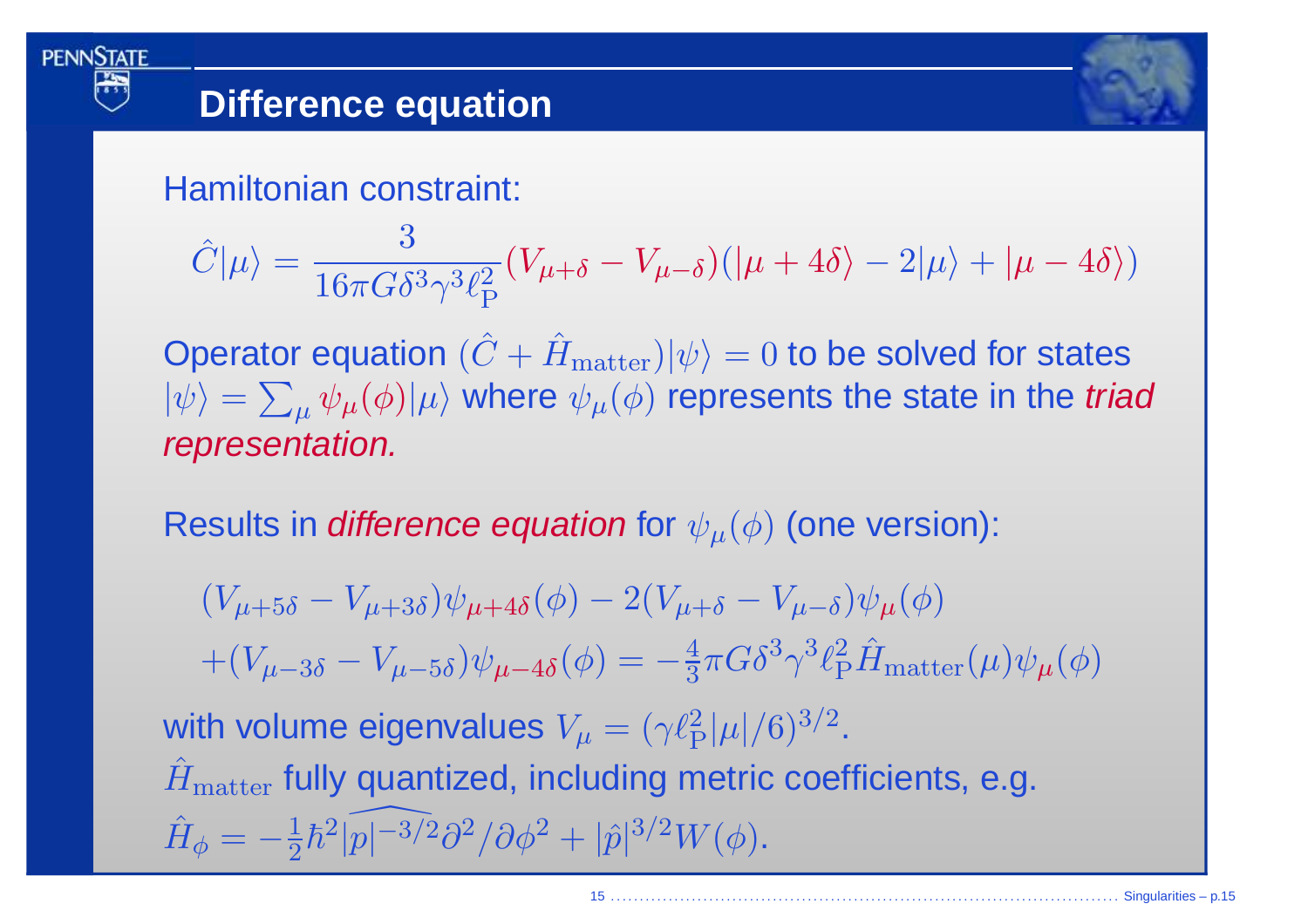## Difference equation

Hamiltonian constraint:

$$\hat{C}|\mu\rangle = \frac{3}{16\pi G\delta^3\gamma^3\ell_{\mathrm{P}}^2}(V_{\mu+\delta} - V_{\mu-\delta})(|\mu+4\delta\rangle - 2|\mu\rangle + |\mu-4\delta\rangle)$$

Operator equation $(\hat{C} + \hat{H}_{\mathrm{matter}})|\psi\rangle = 0$ to be solved for states $|\psi\rangle = \sum_\mu \psi_\mu(\phi)|\mu\rangle$ where $\psi_\mu(\phi)$ represents the state in the *triad representation.*

Results in *difference equation* for $\psi_\mu(\phi)$ (one version):

$$(V_{\mu+5\delta} - V_{\mu+3\delta})\psi_{\mu+4\delta}(\phi) - 2(V_{\mu+\delta} - V_{\mu-\delta})\psi_\mu(\phi)$$
$$+(V_{\mu-3\delta} - V_{\mu-5\delta})\psi_{\mu-4\delta}(\phi) = -\tfrac{4}{3}\pi G\delta^3\gamma^3\ell_{\mathrm{P}}^2\hat{H}_{\mathrm{matter}}(\mu)\psi_\mu(\phi)$$

with volume eigenvalues $V_\mu = (\gamma\ell_{\mathrm{P}}^2|\mu|/6)^{3/2}$.

$\hat{H}_{\mathrm{matter}}$ fully quantized, including metric coefficients, e.g. $\hat{H}_\phi = -\frac{1}{2}\hbar^2\widehat{|p|^{-3/2}}\partial^2/\partial\phi^2 + |\hat{p}|^{3/2}W(\phi)$.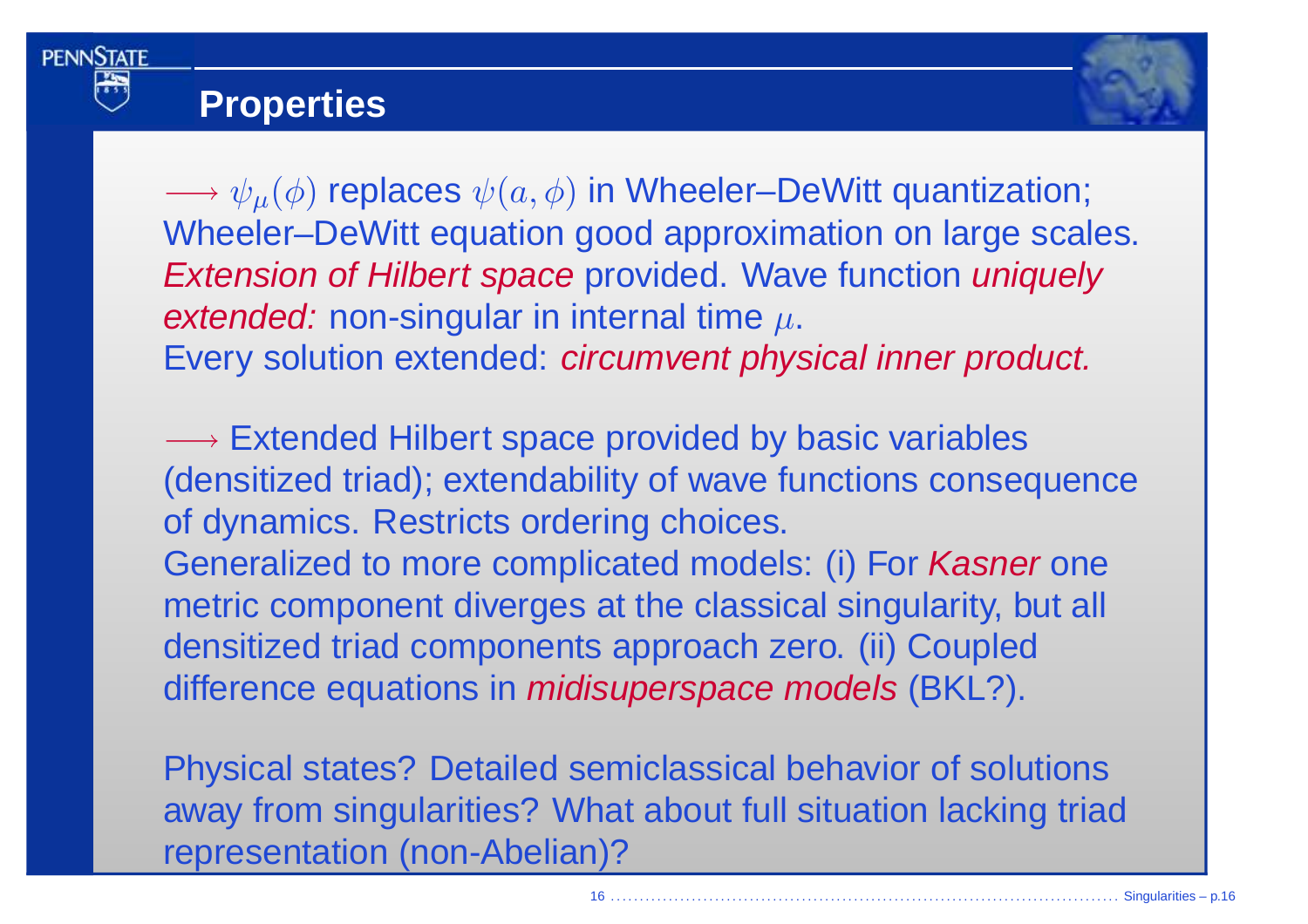## Properties

$\longrightarrow$ $\psi_\mu(\phi)$ replaces $\psi(a,\phi)$ in Wheeler–DeWitt quantization; Wheeler–DeWitt equation good approximation on large scales. *Extension of Hilbert space* provided. Wave function *uniquely extended:* non-singular in internal time $\mu$.
Every solution extended: *circumvent physical inner product.*

$\longrightarrow$ Extended Hilbert space provided by basic variables (densitized triad); extendability of wave functions consequence of dynamics. Restricts ordering choices.
Generalized to more complicated models: (i) For *Kasner* one metric component diverges at the classical singularity, but all densitized triad components approach zero. (ii) Coupled difference equations in *midisuperspace models* (BKL?).

Physical states? Detailed semiclassical behavior of solutions away from singularities? What about full situation lacking triad representation (non-Abelian)?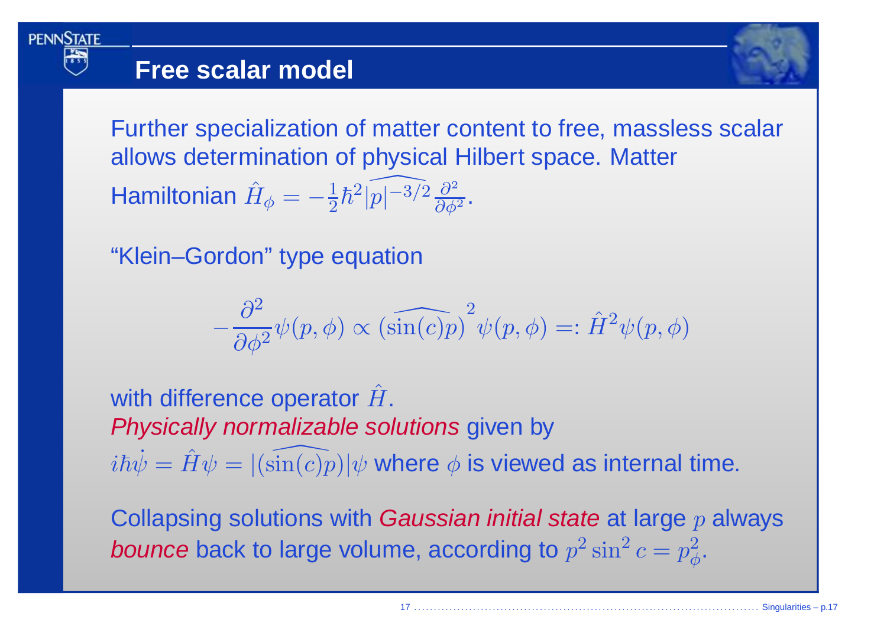# Free scalar model

Further specialization of matter content to free, massless scalar allows determination of physical Hilbert space. Matter Hamiltonian $\hat{H}_\phi = -\frac{1}{2}\hbar^2 \widehat{|p|^{-3/2}} \frac{\partial^2}{\partial \phi^2}$.

"Klein–Gordon" type equation

$$-\frac{\partial^2}{\partial \phi^2}\psi(p,\phi) \propto (\widehat{\sin(c)p})^2 \psi(p,\phi) =: \hat{H}^2 \psi(p,\phi)$$

with difference operator $\hat{H}$.

*Physically normalizable solutions* given by $i\hbar\dot{\psi} = \hat{H}\psi = |(\widehat{\sin(c)p})|\psi$ where $\phi$ is viewed as internal time.

Collapsing solutions with *Gaussian initial state* at large $p$ always *bounce* back to large volume, according to $p^2 \sin^2 c = p_\phi^2$.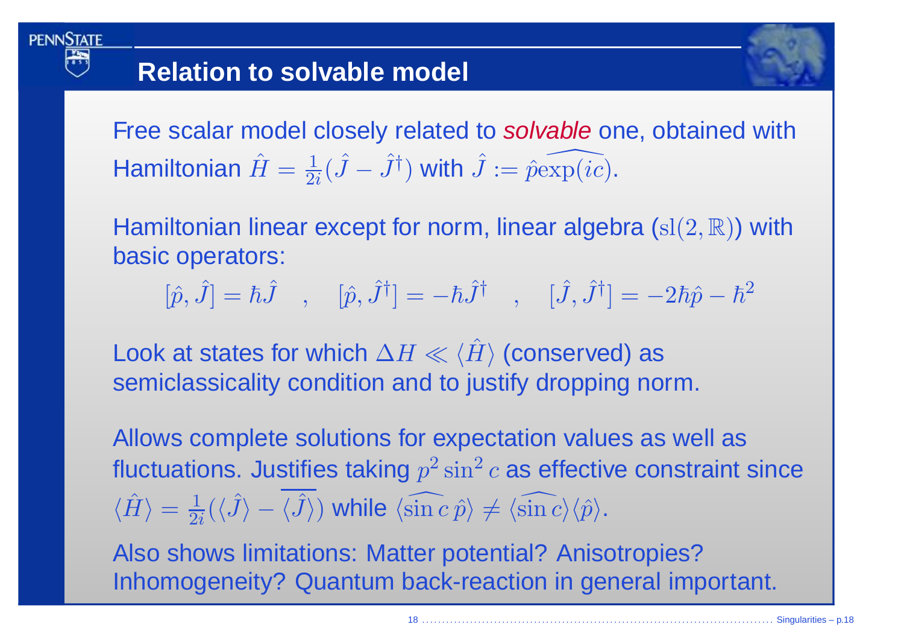# Relation to solvable model

Free scalar model closely related to *solvable* one, obtained with Hamiltonian $\hat{H} = \frac{1}{2i}(\hat{J} - \hat{J}^\dagger)$ with $\hat{J} := \widehat{p\exp(ic)}$.

Hamiltonian linear except for norm, linear algebra ($\mathrm{sl}(2,\mathbb{R})$) with basic operators:

$$[\hat{p}, \hat{J}] = \hbar\hat{J} \quad , \quad [\hat{p}, \hat{J}^\dagger] = -\hbar\hat{J}^\dagger \quad , \quad [\hat{J}, \hat{J}^\dagger] = -2\hbar\hat{p} - \hbar^2$$

Look at states for which $\Delta H \ll \langle\hat{H}\rangle$ (conserved) as semiclassicality condition and to justify dropping norm.

Allows complete solutions for expectation values as well as fluctuations. Justifies taking $p^2\sin^2 c$ as effective constraint since $\langle\hat{H}\rangle = \frac{1}{2i}(\langle\hat{J}\rangle - \overline{\langle\hat{J}\rangle})$ while $\langle\widehat{\sin c}\,\hat{p}\rangle \neq \langle\widehat{\sin c}\rangle\langle\hat{p}\rangle$.

Also shows limitations: Matter potential? Anisotropies? Inhomogeneity? Quantum back-reaction in general important.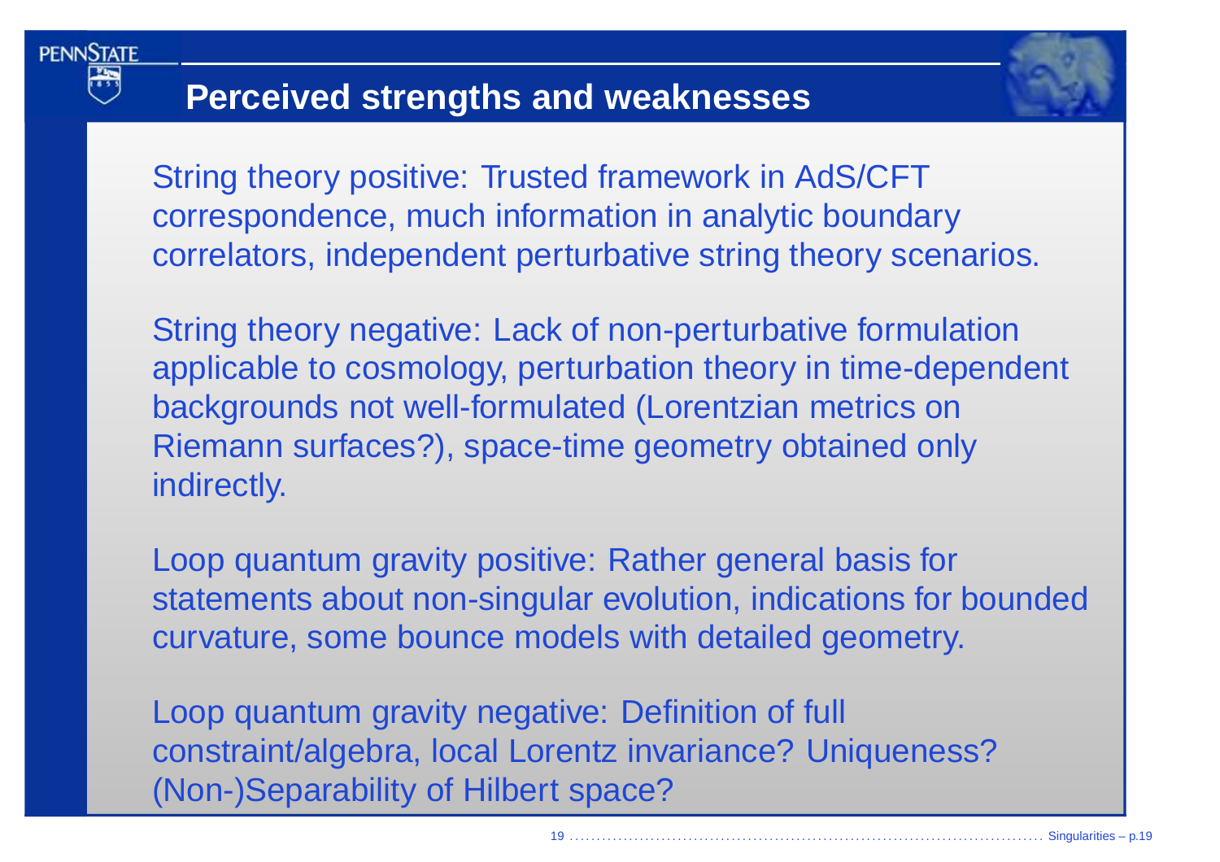## Perceived strengths and weaknesses

String theory positive: Trusted framework in AdS/CFT correspondence, much information in analytic boundary correlators, independent perturbative string theory scenarios.

String theory negative: Lack of non-perturbative formulation applicable to cosmology, perturbation theory in time-dependent backgrounds not well-formulated (Lorentzian metrics on Riemann surfaces?), space-time geometry obtained only indirectly.

Loop quantum gravity positive: Rather general basis for statements about non-singular evolution, indications for bounded curvature, some bounce models with detailed geometry.

Loop quantum gravity negative: Definition of full constraint/algebra, local Lorentz invariance? Uniqueness? (Non-)Separability of Hilbert space?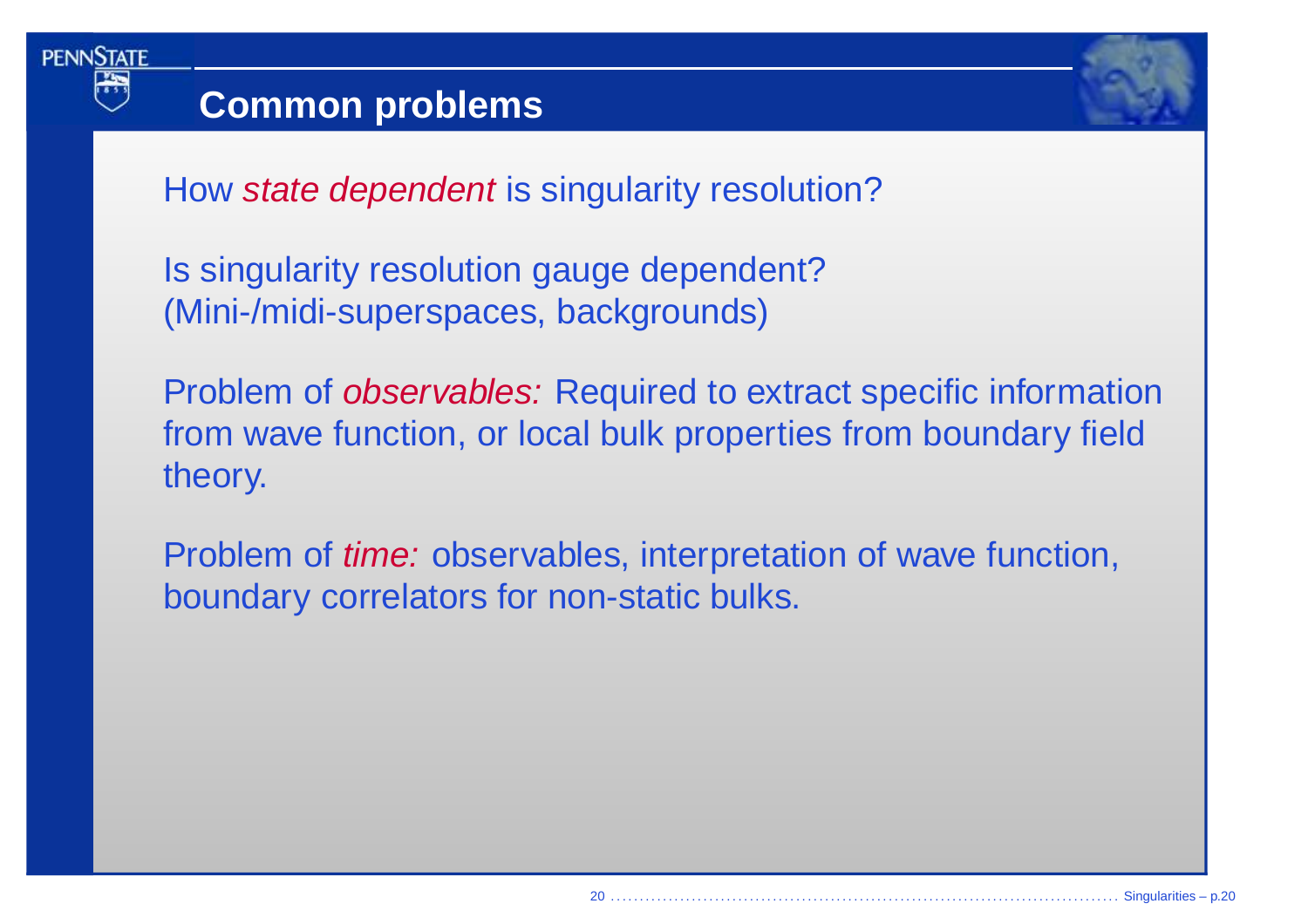## Common problems

How *state dependent* is singularity resolution?

Is singularity resolution gauge dependent?
(Mini-/midi-superspaces, backgrounds)

Problem of *observables:* Required to extract specific information from wave function, or local bulk properties from boundary field theory.

Problem of *time:* observables, interpretation of wave function, boundary correlators for non-static bulks.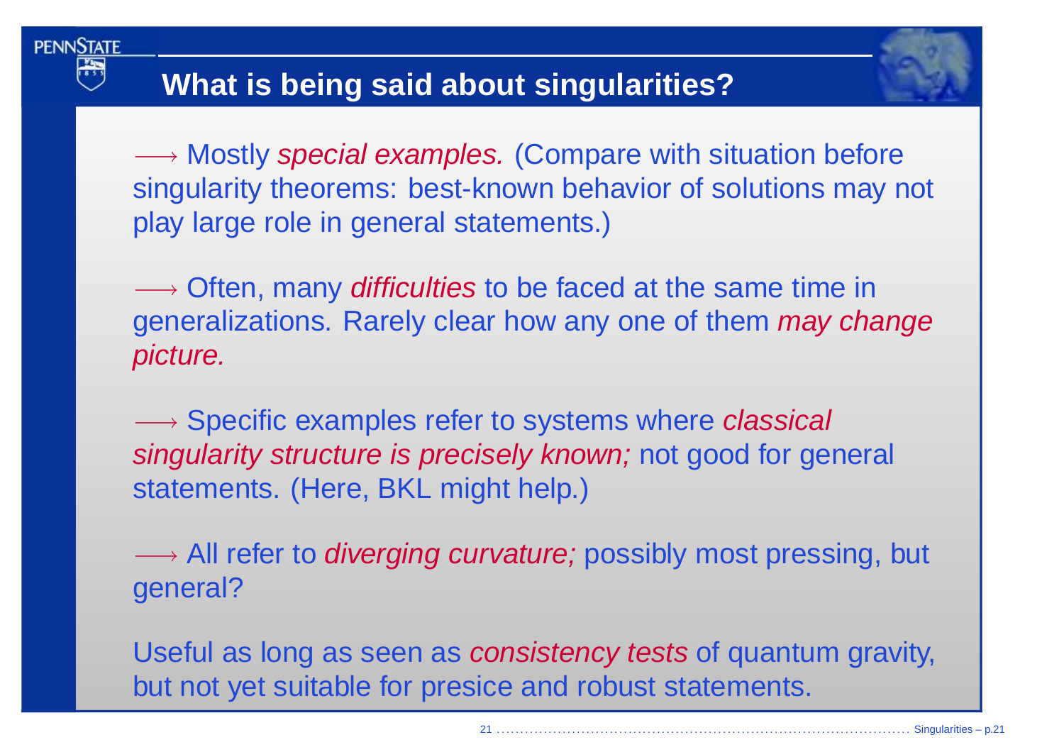## What is being said about singularities?

$\longrightarrow$ Mostly *special examples.* (Compare with situation before singularity theorems: best-known behavior of solutions may not play large role in general statements.)

$\longrightarrow$ Often, many *difficulties* to be faced at the same time in generalizations. Rarely clear how any one of them *may change picture.*

$\longrightarrow$ Specific examples refer to systems where *classical singularity structure is precisely known;* not good for general statements. (Here, BKL might help.)

$\longrightarrow$ All refer to *diverging curvature;* possibly most pressing, but general?

Useful as long as seen as *consistency tests* of quantum gravity, but not yet suitable for presice and robust statements.